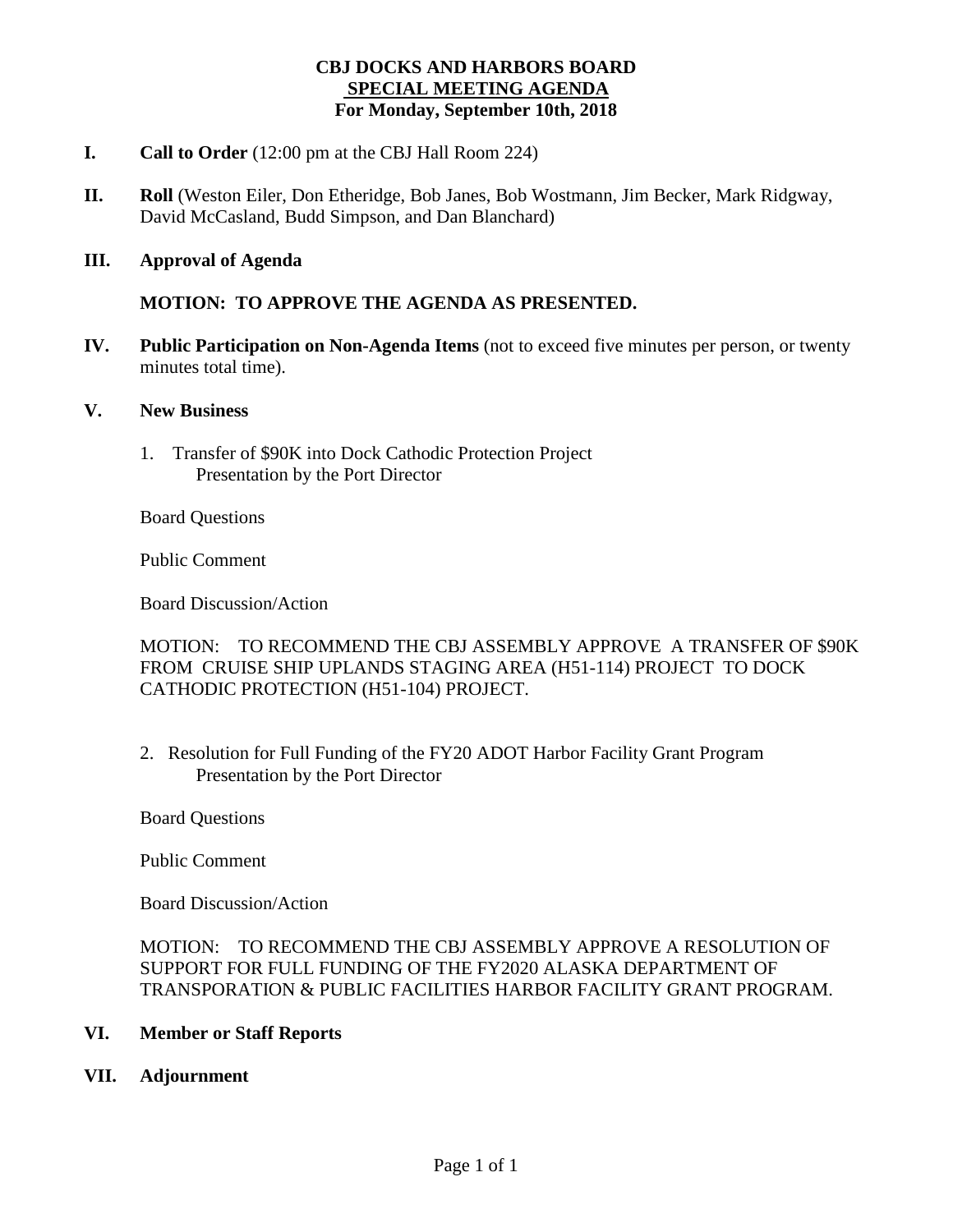# CBJ DOCKS AND HARBORS BOARD
## SPECIAL MEETING AGENDA
### For Monday, September 10th, 2018

**I. Call to Order** (12:00 pm at the CBJ Hall Room 224)

**II. Roll** (Weston Eiler, Don Etheridge, Bob Janes, Bob Wostmann, Jim Becker, Mark Ridgway, David McCasland, Budd Simpson, and Dan Blanchard)

**III. Approval of Agenda**

**MOTION: TO APPROVE THE AGENDA AS PRESENTED.**

**IV. Public Participation on Non-Agenda Items** (not to exceed five minutes per person, or twenty minutes total time).

**V. New Business**

1. Transfer of $90K into Dock Cathodic Protection Project
   Presentation by the Port Director

   Board Questions

   Public Comment

   Board Discussion/Action

   MOTION: TO RECOMMEND THE CBJ ASSEMBLY APPROVE A TRANSFER OF $90K FROM CRUISE SHIP UPLANDS STAGING AREA (H51-114) PROJECT TO DOCK CATHODIC PROTECTION (H51-104) PROJECT.

2. Resolution for Full Funding of the FY20 ADOT Harbor Facility Grant Program
   Presentation by the Port Director

   Board Questions

   Public Comment

   Board Discussion/Action

   MOTION: TO RECOMMEND THE CBJ ASSEMBLY APPROVE A RESOLUTION OF SUPPORT FOR FULL FUNDING OF THE FY2020 ALASKA DEPARTMENT OF TRANSPORATION & PUBLIC FACILITIES HARBOR FACILITY GRANT PROGRAM.

**VI. Member or Staff Reports**

**VII. Adjournment**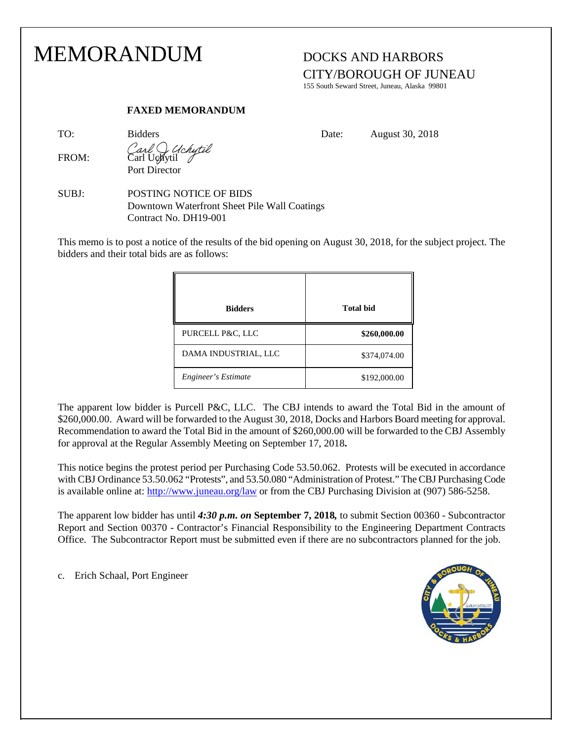# MEMORANDUM

DOCKS AND HARBORS
CITY/BOROUGH OF JUNEAU
155 South Seward Street, Juneau, Alaska 99801

**FAXED MEMORANDUM**

TO: Bidders

Date: August 30, 2018

FROM: Carl Uchytil
Port Director

SUBJ: POSTING NOTICE OF BIDS
Downtown Waterfront Sheet Pile Wall Coatings
Contract No. DH19-001

This memo is to post a notice of the results of the bid opening on August 30, 2018, for the subject project. The bidders and their total bids are as follows:

| Bidders | Total bid |
|---|---|
| PURCELL P&C, LLC | **$260,000.00** |
| DAMA INDUSTRIAL, LLC | $374,074.00 |
| *Engineer's Estimate* | $192,000.00 |

The apparent low bidder is Purcell P&C, LLC. The CBJ intends to award the Total Bid in the amount of $260,000.00. Award will be forwarded to the August 30, 2018, Docks and Harbors Board meeting for approval. Recommendation to award the Total Bid in the amount of $260,000.00 will be forwarded to the CBJ Assembly for approval at the Regular Assembly Meeting on September 17, 2018**.**

This notice begins the protest period per Purchasing Code 53.50.062. Protests will be executed in accordance with CBJ Ordinance 53.50.062 "Protests", and 53.50.080 "Administration of Protest." The CBJ Purchasing Code is available online at: http://www.juneau.org/law or from the CBJ Purchasing Division at (907) 586-5258.

The apparent low bidder has until ***4:30 p.m. on*** **September 7, 2018***,* to submit Section 00360 - Subcontractor Report and Section 00370 - Contractor's Financial Responsibility to the Engineering Department Contracts Office. The Subcontractor Report must be submitted even if there are no subcontractors planned for the job.

c. Erich Schaal, Port Engineer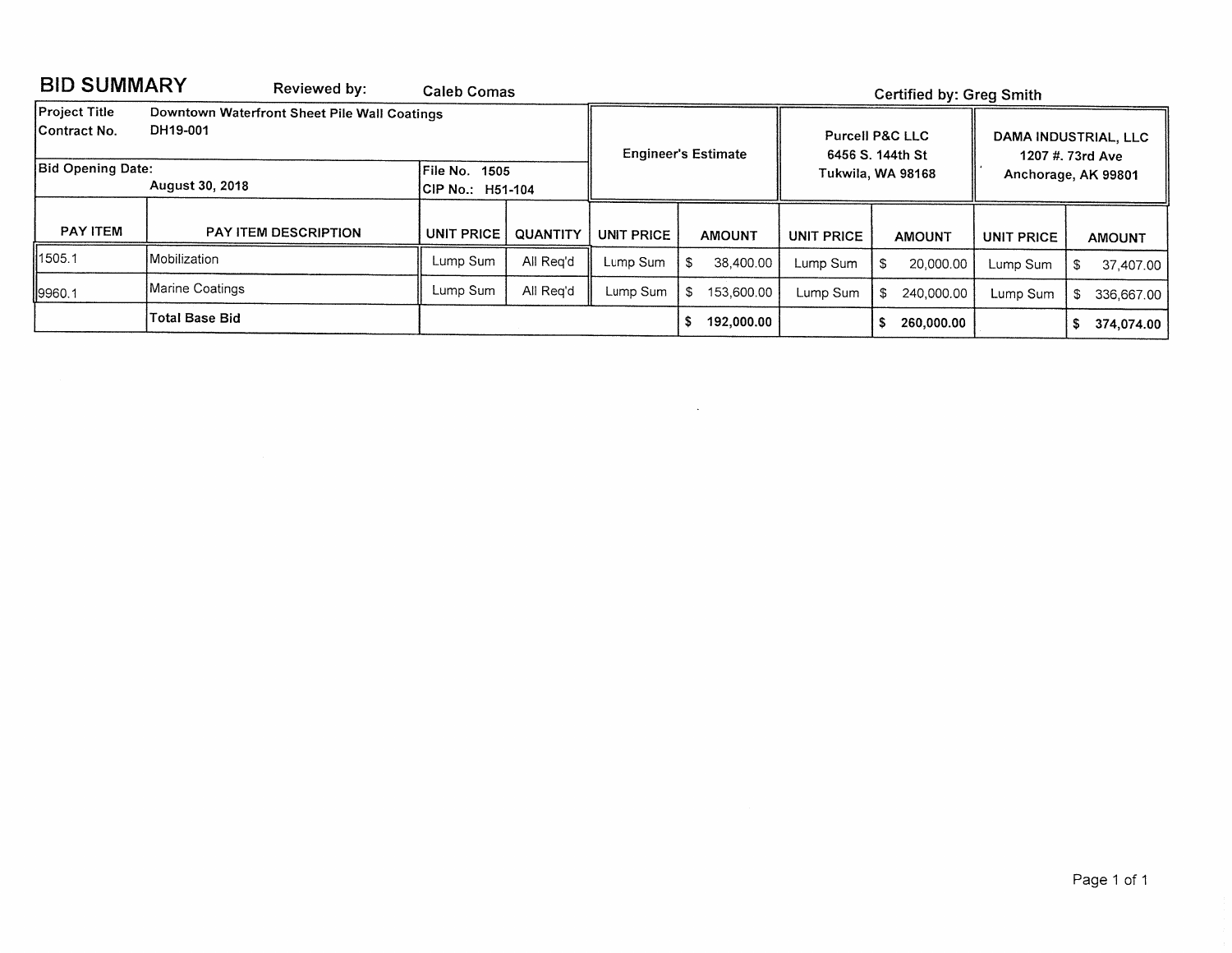## BID SUMMARY

**Reviewed by:** Caleb Comas

**Certified by:** Greg Smith

| Project Title | Downtown Waterfront Sheet Pile Wall Coatings | | | Engineer's Estimate | | Purcell P&C LLC 6456 S. 144th St Tukwila, WA 98168 | | DAMA INDUSTRIAL, LLC 1207 #. 73rd Ave Anchorage, AK 99801 | |
|---|---|---|---|---|---|---|---|---|---|
| Contract No. | DH19-001 | | | | | | | | |
| Bid Opening Date: August 30, 2018 | | File No. 1505 CIP No.: H51-104 | | | | | | | |
| **PAY ITEM** | **PAY ITEM DESCRIPTION** | **UNIT PRICE** | **QUANTITY** | **UNIT PRICE** | **AMOUNT** | **UNIT PRICE** | **AMOUNT** | **UNIT PRICE** | **AMOUNT** |
| 1505.1 | Mobilization | Lump Sum | All Req'd | Lump Sum | $ 38,400.00 | Lump Sum | $ 20,000.00 | Lump Sum | $ 37,407.00 |
| 9960.1 | Marine Coatings | Lump Sum | All Req'd | Lump Sum | $ 153,600.00 | Lump Sum | $ 240,000.00 | Lump Sum | $ 336,667.00 |
| | **Total Base Bid** | | | | **$ 192,000.00** | | **$ 260,000.00** | | **$ 374,074.00** |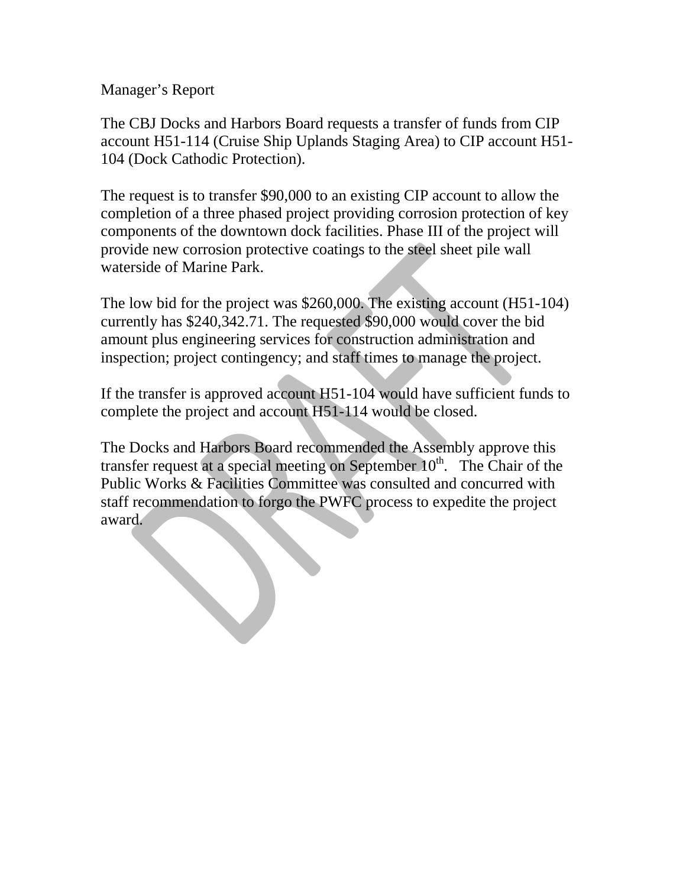Manager's Report

The CBJ Docks and Harbors Board requests a transfer of funds from CIP account H51-114 (Cruise Ship Uplands Staging Area) to CIP account H51-104 (Dock Cathodic Protection).

The request is to transfer $90,000 to an existing CIP account to allow the completion of a three phased project providing corrosion protection of key components of the downtown dock facilities. Phase III of the project will provide new corrosion protective coatings to the steel sheet pile wall waterside of Marine Park.

The low bid for the project was $260,000. The existing account (H51-104) currently has $240,342.71. The requested $90,000 would cover the bid amount plus engineering services for construction administration and inspection; project contingency; and staff times to manage the project.

If the transfer is approved account H51-104 would have sufficient funds to complete the project and account H51-114 would be closed.

The Docks and Harbors Board recommended the Assembly approve this transfer request at a special meeting on September 10th. The Chair of the Public Works & Facilities Committee was consulted and concurred with staff recommendation to forgo the PWFC process to expedite the project award.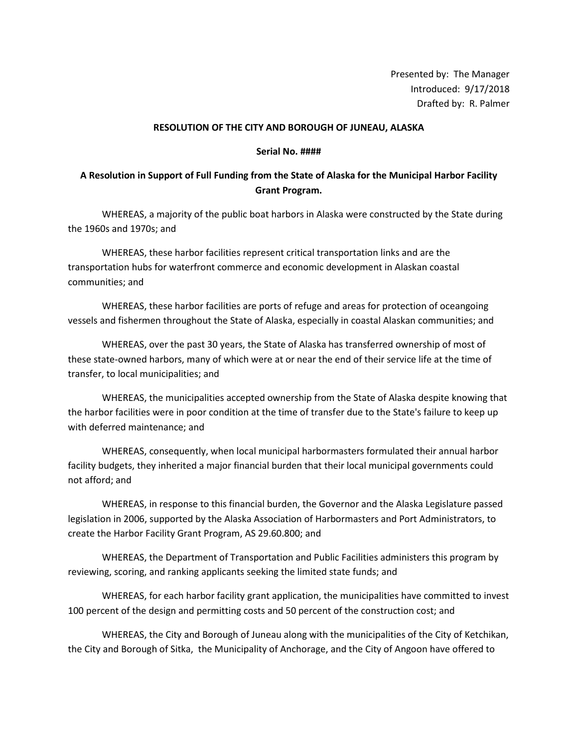Presented by: The Manager
Introduced: 9/17/2018
Drafted by: R. Palmer

**RESOLUTION OF THE CITY AND BOROUGH OF JUNEAU, ALASKA**

**Serial No. ####**

**A Resolution in Support of Full Funding from the State of Alaska for the Municipal Harbor Facility Grant Program.**

WHEREAS, a majority of the public boat harbors in Alaska were constructed by the State during the 1960s and 1970s; and

WHEREAS, these harbor facilities represent critical transportation links and are the transportation hubs for waterfront commerce and economic development in Alaskan coastal communities; and

WHEREAS, these harbor facilities are ports of refuge and areas for protection of oceangoing vessels and fishermen throughout the State of Alaska, especially in coastal Alaskan communities; and

WHEREAS, over the past 30 years, the State of Alaska has transferred ownership of most of these state-owned harbors, many of which were at or near the end of their service life at the time of transfer, to local municipalities; and

WHEREAS, the municipalities accepted ownership from the State of Alaska despite knowing that the harbor facilities were in poor condition at the time of transfer due to the State's failure to keep up with deferred maintenance; and

WHEREAS, consequently, when local municipal harbormasters formulated their annual harbor facility budgets, they inherited a major financial burden that their local municipal governments could not afford; and

WHEREAS, in response to this financial burden, the Governor and the Alaska Legislature passed legislation in 2006, supported by the Alaska Association of Harbormasters and Port Administrators, to create the Harbor Facility Grant Program, AS 29.60.800; and

WHEREAS, the Department of Transportation and Public Facilities administers this program by reviewing, scoring, and ranking applicants seeking the limited state funds; and

WHEREAS, for each harbor facility grant application, the municipalities have committed to invest 100 percent of the design and permitting costs and 50 percent of the construction cost; and

WHEREAS, the City and Borough of Juneau along with the municipalities of the City of Ketchikan, the City and Borough of Sitka, the Municipality of Anchorage, and the City of Angoon have offered to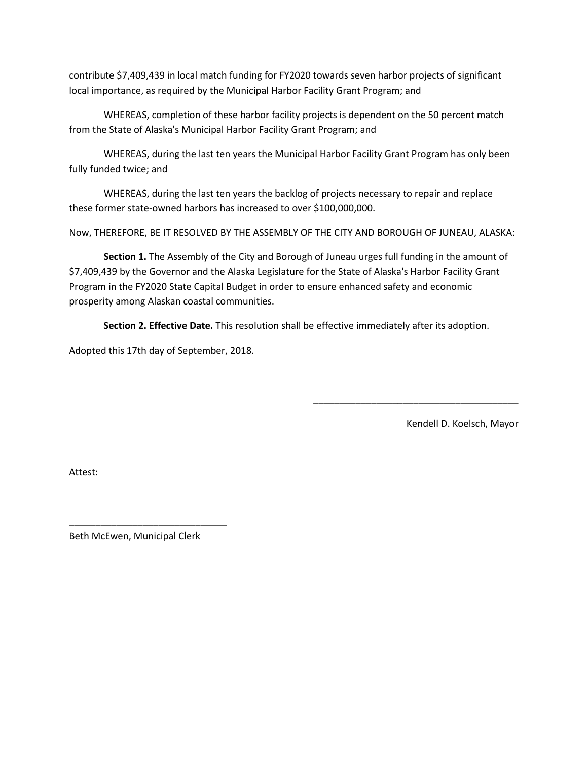contribute $7,409,439 in local match funding for FY2020 towards seven harbor projects of significant local importance, as required by the Municipal Harbor Facility Grant Program; and

WHEREAS, completion of these harbor facility projects is dependent on the 50 percent match from the State of Alaska's Municipal Harbor Facility Grant Program; and

WHEREAS, during the last ten years the Municipal Harbor Facility Grant Program has only been fully funded twice; and

WHEREAS, during the last ten years the backlog of projects necessary to repair and replace these former state-owned harbors has increased to over $100,000,000.

Now, THEREFORE, BE IT RESOLVED BY THE ASSEMBLY OF THE CITY AND BOROUGH OF JUNEAU, ALASKA:

**Section 1.** The Assembly of the City and Borough of Juneau urges full funding in the amount of $7,409,439 by the Governor and the Alaska Legislature for the State of Alaska's Harbor Facility Grant Program in the FY2020 State Capital Budget in order to ensure enhanced safety and economic prosperity among Alaskan coastal communities.

**Section 2. Effective Date.** This resolution shall be effective immediately after its adoption.

Adopted this 17th day of September, 2018.

\_\_\_\_\_\_\_\_\_\_\_\_\_\_\_\_\_\_\_\_\_\_\_\_\_\_\_\_\_\_\_\_\_\_\_\_\_\_\_\_

Kendell D. Koelsch, Mayor

Attest:

\_\_\_\_\_\_\_\_\_\_\_\_\_\_\_\_\_\_\_\_\_\_\_\_\_\_\_\_\_\_

Beth McEwen, Municipal Clerk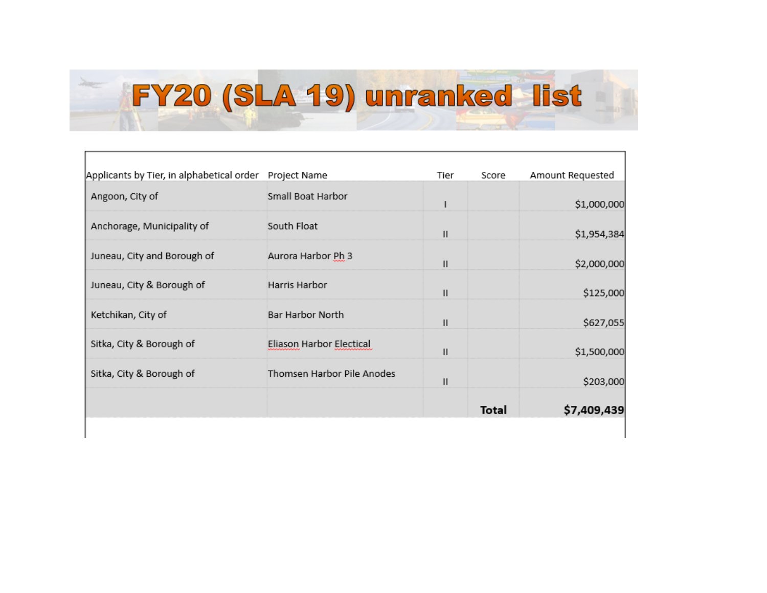# FY20 (SLA 19) unranked list

| Applicants by Tier, in alphabetical order | Project Name | Tier | Score | Amount Requested |
|---|---|---|---|---|
| Angoon, City of | Small Boat Harbor | I | | $1,000,000 |
| Anchorage, Municipality of | South Float | II | | $1,954,384 |
| Juneau, City and Borough of | Aurora Harbor Ph 3 | II | | $2,000,000 |
| Juneau, City & Borough of | Harris Harbor | II | | $125,000 |
| Ketchikan, City of | Bar Harbor North | II | | $627,055 |
| Sitka, City & Borough of | Eliason Harbor Electical | II | | $1,500,000 |
| Sitka, City & Borough of | Thomsen Harbor Pile Anodes | II | | $203,000 |
| | | | **Total** | **$7,409,439** |